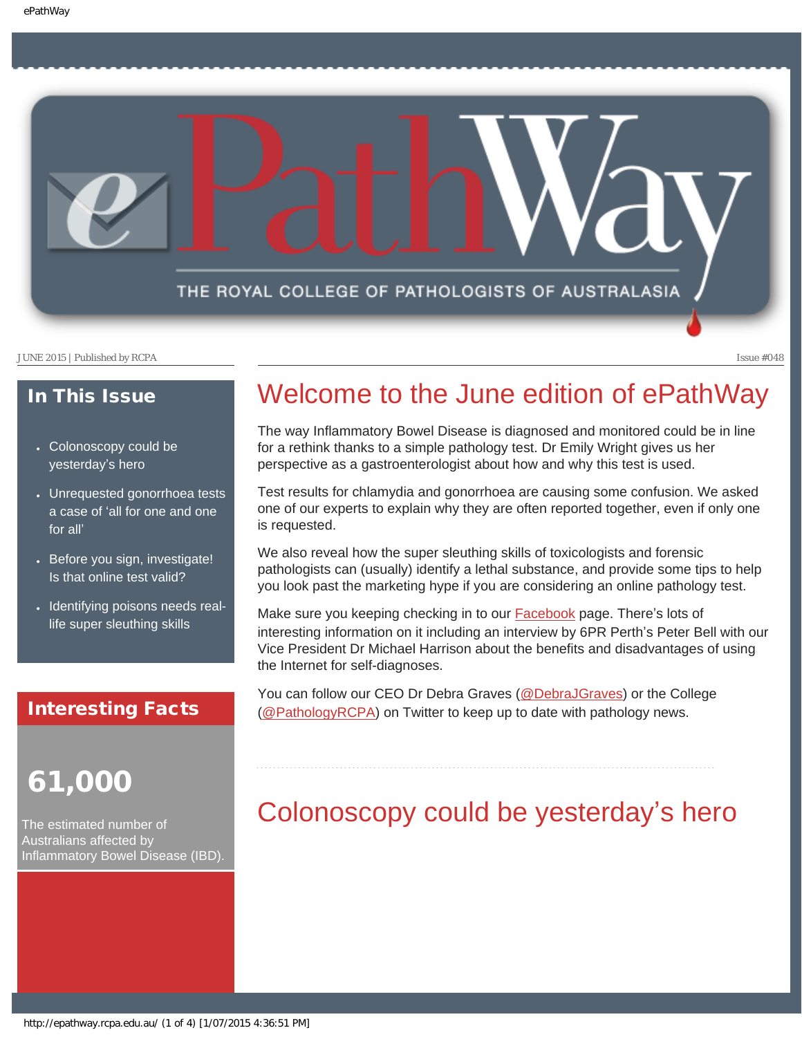# ePathWay

THE ROYAL COLLEGE OF PATHOLOGISTS OF AUSTRALASIA

JUNE 2015 | Published by RCPA

Issue #048

## In This Issue

- Colonoscopy could be yesterday's hero
- Unrequested gonorrhoea tests a case of 'all for one and one for all'
- Before you sign, investigate! Is that online test valid?
- Identifying poisons needs real-life super sleuthing skills

## Interesting Facts

**61,000**

The estimated number of Australians affected by Inflammatory Bowel Disease (IBD).

# Welcome to the June edition of ePathWay

The way Inflammatory Bowel Disease is diagnosed and monitored could be in line for a rethink thanks to a simple pathology test. Dr Emily Wright gives us her perspective as a gastroenterologist about how and why this test is used.

Test results for chlamydia and gonorrhoea are causing some confusion. We asked one of our experts to explain why they are often reported together, even if only one is requested.

We also reveal how the super sleuthing skills of toxicologists and forensic pathologists can (usually) identify a lethal substance, and provide some tips to help you look past the marketing hype if you are considering an online pathology test.

Make sure you keeping checking in to our Facebook page. There's lots of interesting information on it including an interview by 6PR Perth's Peter Bell with our Vice President Dr Michael Harrison about the benefits and disadvantages of using the Internet for self-diagnoses.

You can follow our CEO Dr Debra Graves (@DebraJGraves) or the College (@PathologyRCPA) on Twitter to keep up to date with pathology news.

# Colonoscopy could be yesterday's hero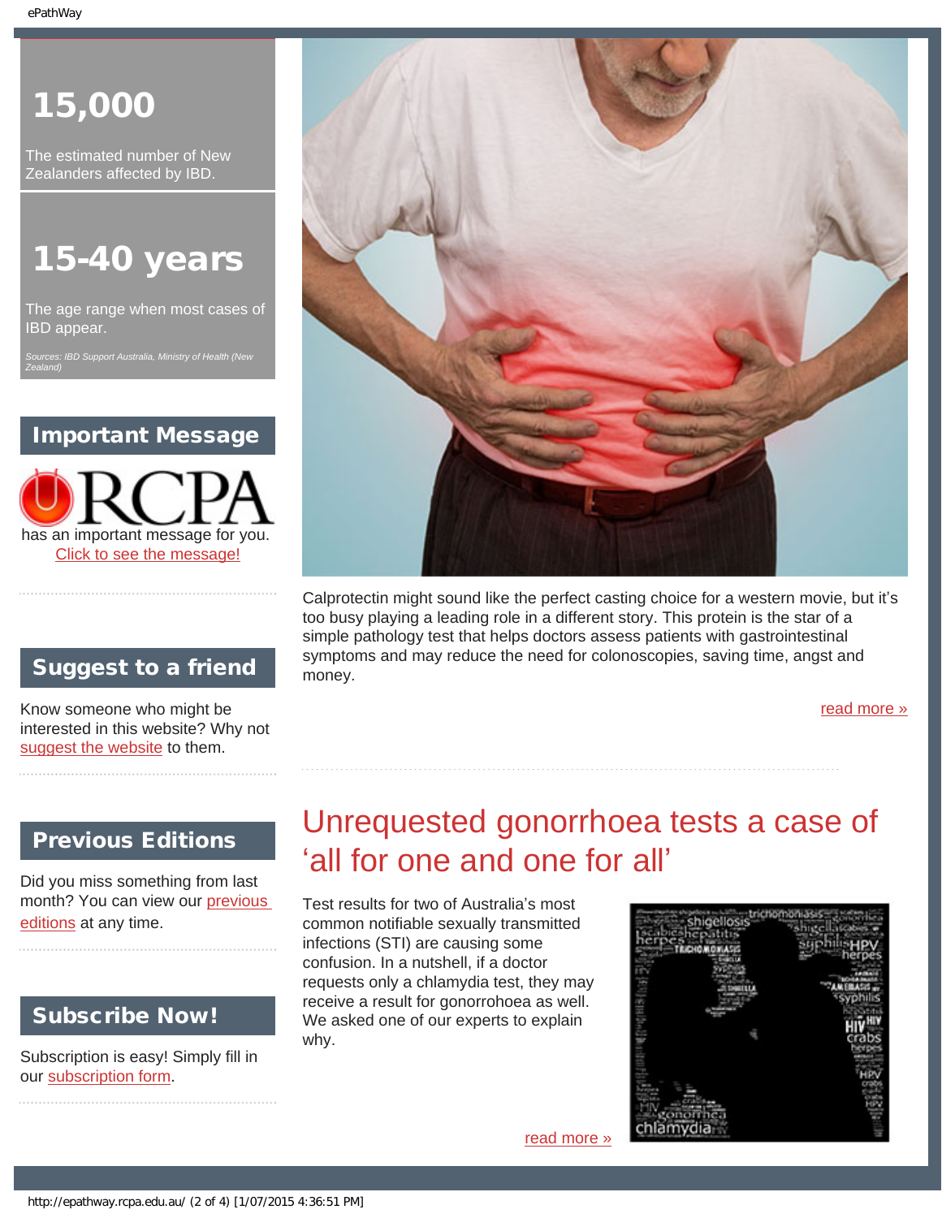# 15,000

The estimated number of New Zealanders affected by IBD.

# 15-40 years

The age range when most cases of IBD appear.

*Sources: IBD Support Australia, Ministry of Health (New Zealand)*

## Important Message

RCPA has an important message for you.

Click to see the message!

## Suggest to a friend

Know someone who might be interested in this website? Why not suggest the website to them.

## Previous Editions

Did you miss something from last month? You can view our previous editions at any time.

## Subscribe Now!

Subscription is easy! Simply fill in our subscription form.

Calprotectin might sound like the perfect casting choice for a western movie, but it's too busy playing a leading role in a different story. This protein is the star of a simple pathology test that helps doctors assess patients with gastrointestinal symptoms and may reduce the need for colonoscopies, saving time, angst and money.

read more »

# Unrequested gonorrhoea tests a case of 'all for one and one for all'

Test results for two of Australia's most common notifiable sexually transmitted infections (STI) are causing some confusion. In a nutshell, if a doctor requests only a chlamydia test, they may receive a result for gonorrohoea as well. We asked one of our experts to explain why.

read more »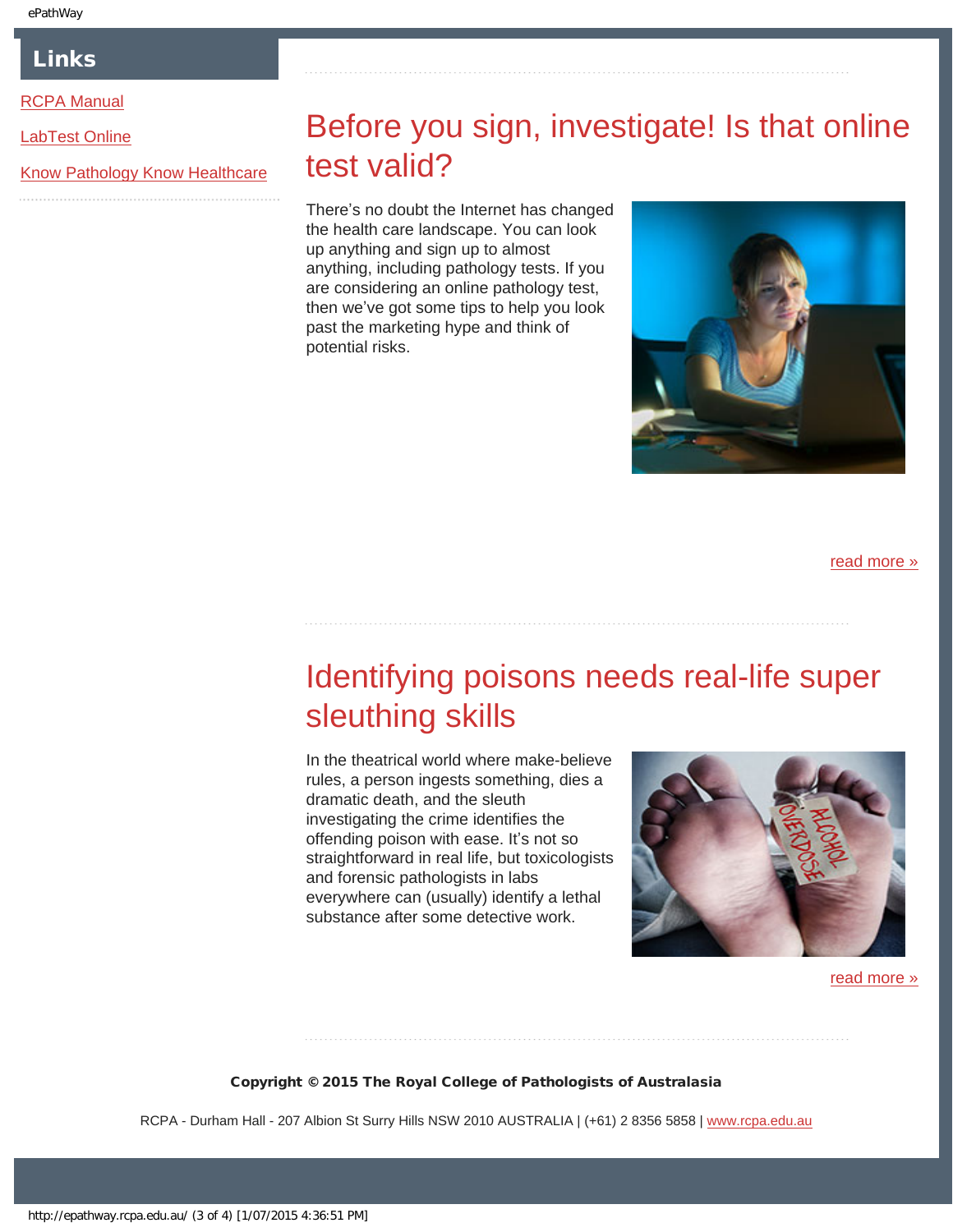## Links

[RCPA Manual]

[LabTest Online]

[Know Pathology Know Healthcare]

# Before you sign, investigate! Is that online test valid?

There's no doubt the Internet has changed the health care landscape. You can look up anything and sign up to almost anything, including pathology tests. If you are considering an online pathology test, then we've got some tips to help you look past the marketing hype and think of potential risks.

read more »

# Identifying poisons needs real-life super sleuthing skills

In the theatrical world where make-believe rules, a person ingests something, dies a dramatic death, and the sleuth investigating the crime identifies the offending poison with ease. It's not so straightforward in real life, but toxicologists and forensic pathologists in labs everywhere can (usually) identify a lethal substance after some detective work.

read more »

**Copyright © 2015 The Royal College of Pathologists of Australasia**

RCPA - Durham Hall - 207 Albion St Surry Hills NSW 2010 AUSTRALIA | (+61) 2 8356 5858 | www.rcpa.edu.au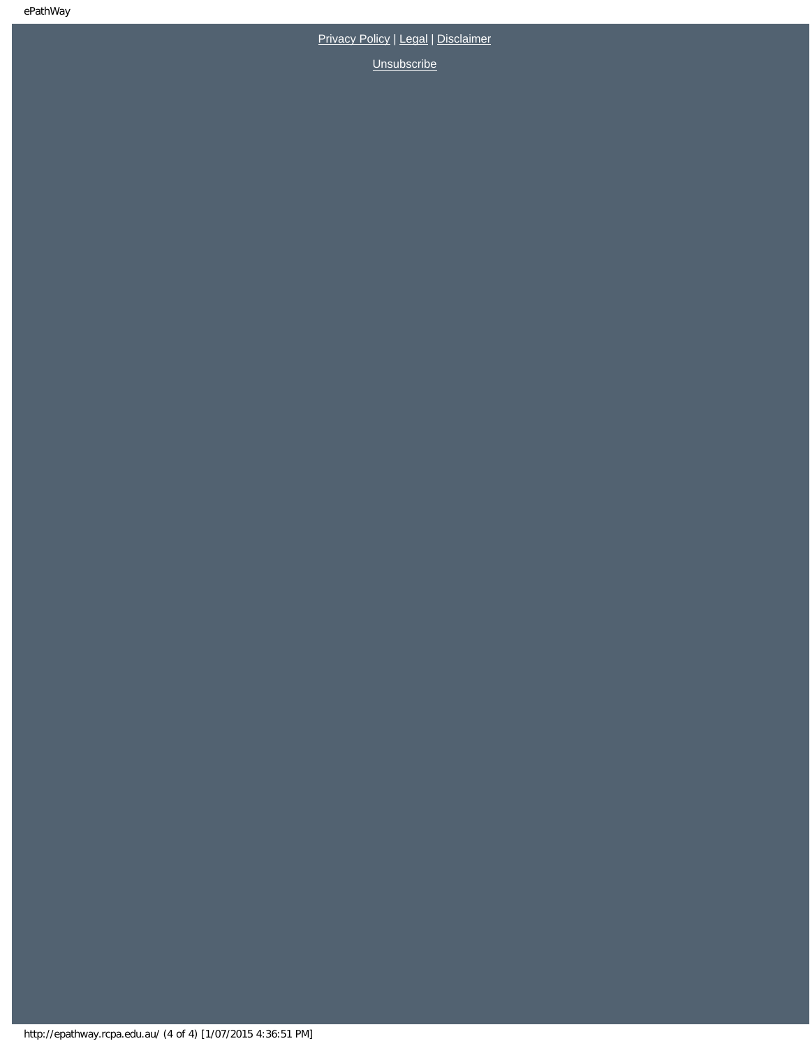Privacy Policy | Legal | Disclaimer

Unsubscribe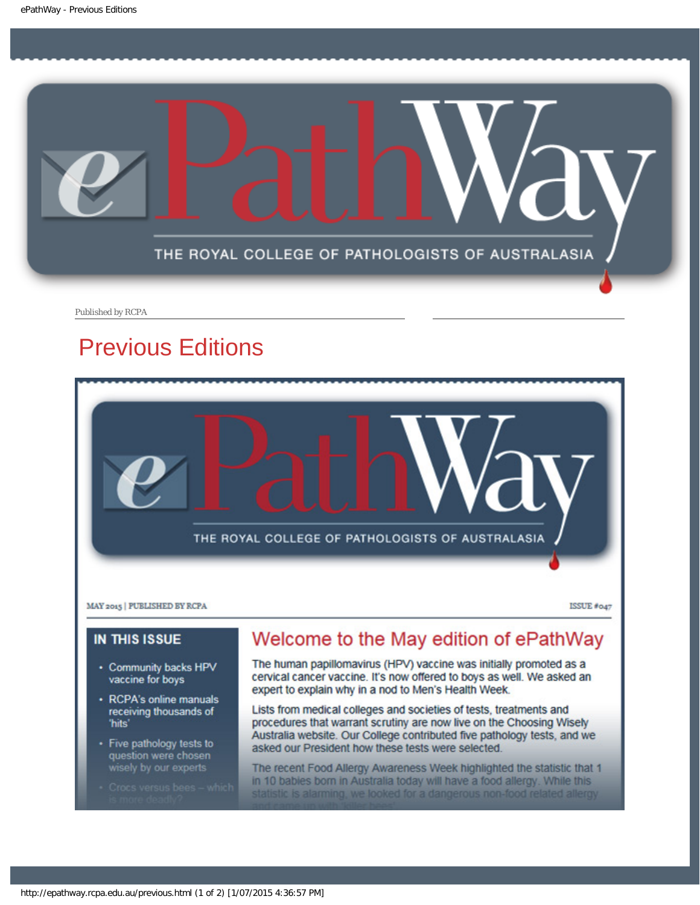# ePathWay

THE ROYAL COLLEGE OF PATHOLOGISTS OF AUSTRALASIA

Published by RCPA

## Previous Editions

# ePathWay

THE ROYAL COLLEGE OF PATHOLOGISTS OF AUSTRALASIA

MAY 2015 | PUBLISHED BY RCPA

ISSUE #047

### IN THIS ISSUE

- Community backs HPV vaccine for boys
- RCPA's online manuals receiving thousands of 'hits'
- Five pathology tests to question were chosen wisely by our experts
- Crocs versus bees – which is more deadly?

## Welcome to the May edition of ePathWay

The human papillomavirus (HPV) vaccine was initially promoted as a cervical cancer vaccine. It's now offered to boys as well. We asked an expert to explain why in a nod to Men's Health Week.

Lists from medical colleges and societies of tests, treatments and procedures that warrant scrutiny are now live on the Choosing Wisely Australia website. Our College contributed five pathology tests, and we asked our President how these tests were selected.

The recent Food Allergy Awareness Week highlighted the statistic that 1 in 10 babies born in Australia today will have a food allergy. While this statistic is alarming, we looked for a dangerous non-food related allergy and came up with 'killer bees'.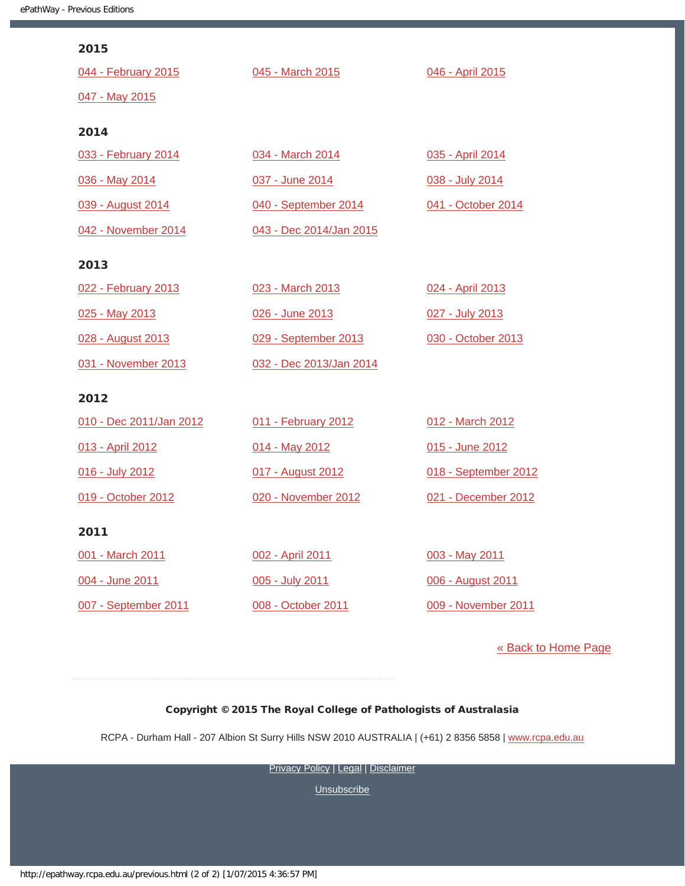## 2015

044 - February 2015

045 - March 2015

046 - April 2015

047 - May 2015

## 2014

033 - February 2014

034 - March 2014

035 - April 2014

036 - May 2014

037 - June 2014

038 - July 2014

039 - August 2014

040 - September 2014

041 - October 2014

042 - November 2014

043 - Dec 2014/Jan 2015

## 2013

022 - February 2013

023 - March 2013

024 - April 2013

025 - May 2013

026 - June 2013

027 - July 2013

028 - August 2013

029 - September 2013

030 - October 2013

031 - November 2013

032 - Dec 2013/Jan 2014

## 2012

010 - Dec 2011/Jan 2012

011 - February 2012

012 - March 2012

013 - April 2012

014 - May 2012

015 - June 2012

016 - July 2012

017 - August 2012

018 - September 2012

019 - October 2012

020 - November 2012

021 - December 2012

## 2011

001 - March 2011

002 - April 2011

003 - May 2011

004 - June 2011

005 - July 2011

006 - August 2011

007 - September 2011

008 - October 2011

009 - November 2011

« Back to Home Page

**Copyright © 2015 The Royal College of Pathologists of Australasia**

RCPA - Durham Hall - 207 Albion St Surry Hills NSW 2010 AUSTRALIA | (+61) 2 8356 5858 | www.rcpa.edu.au

Privacy Policy | Legal | Disclaimer

Unsubscribe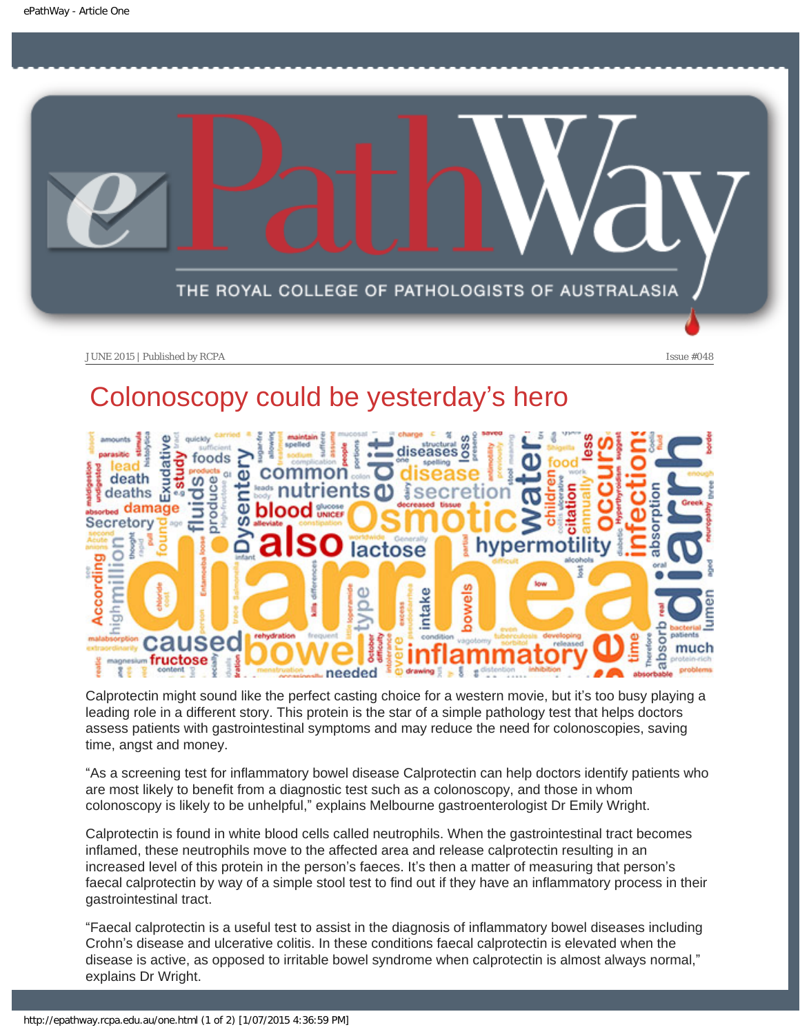# Colonoscopy could be yesterday's hero

Calprotectin might sound like the perfect casting choice for a western movie, but it's too busy playing a leading role in a different story. This protein is the star of a simple pathology test that helps doctors assess patients with gastrointestinal symptoms and may reduce the need for colonoscopies, saving time, angst and money.

"As a screening test for inflammatory bowel disease Calprotectin can help doctors identify patients who are most likely to benefit from a diagnostic test such as a colonoscopy, and those in whom colonoscopy is likely to be unhelpful," explains Melbourne gastroenterologist Dr Emily Wright.

Calprotectin is found in white blood cells called neutrophils. When the gastrointestinal tract becomes inflamed, these neutrophils move to the affected area and release calprotectin resulting in an increased level of this protein in the person's faeces. It's then a matter of measuring that person's faecal calprotectin by way of a simple stool test to find out if they have an inflammatory process in their gastrointestinal tract.

"Faecal calprotectin is a useful test to assist in the diagnosis of inflammatory bowel diseases including Crohn's disease and ulcerative colitis. In these conditions faecal calprotectin is elevated when the disease is active, as opposed to irritable bowel syndrome when calprotectin is almost always normal," explains Dr Wright.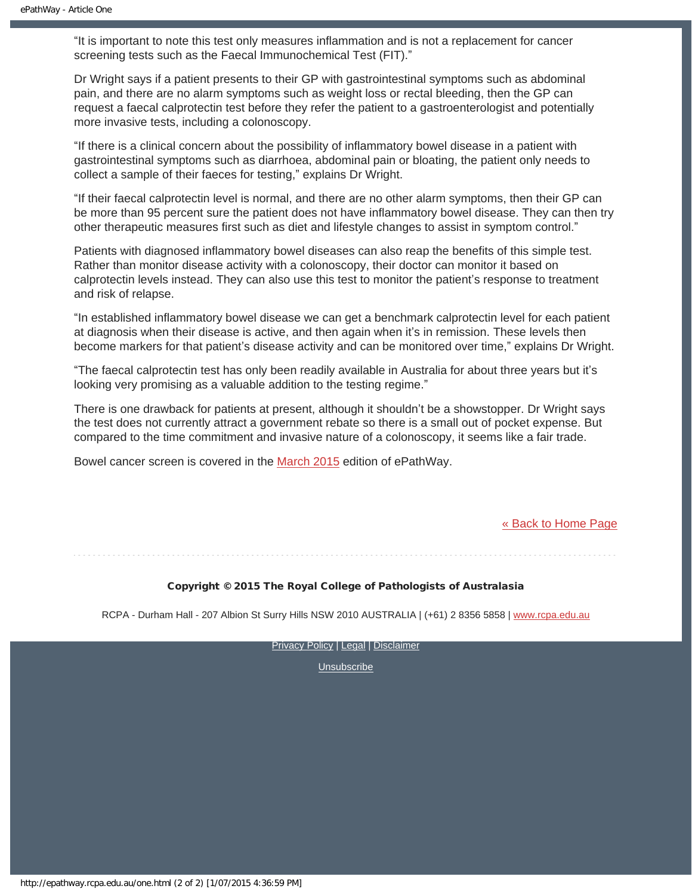"It is important to note this test only measures inflammation and is not a replacement for cancer screening tests such as the Faecal Immunochemical Test (FIT)."

Dr Wright says if a patient presents to their GP with gastrointestinal symptoms such as abdominal pain, and there are no alarm symptoms such as weight loss or rectal bleeding, then the GP can request a faecal calprotectin test before they refer the patient to a gastroenterologist and potentially more invasive tests, including a colonoscopy.

"If there is a clinical concern about the possibility of inflammatory bowel disease in a patient with gastrointestinal symptoms such as diarrhoea, abdominal pain or bloating, the patient only needs to collect a sample of their faeces for testing," explains Dr Wright.

"If their faecal calprotectin level is normal, and there are no other alarm symptoms, then their GP can be more than 95 percent sure the patient does not have inflammatory bowel disease. They can then try other therapeutic measures first such as diet and lifestyle changes to assist in symptom control."

Patients with diagnosed inflammatory bowel diseases can also reap the benefits of this simple test. Rather than monitor disease activity with a colonoscopy, their doctor can monitor it based on calprotectin levels instead. They can also use this test to monitor the patient's response to treatment and risk of relapse.

"In established inflammatory bowel disease we can get a benchmark calprotectin level for each patient at diagnosis when their disease is active, and then again when it's in remission. These levels then become markers for that patient's disease activity and can be monitored over time," explains Dr Wright.

"The faecal calprotectin test has only been readily available in Australia for about three years but it's looking very promising as a valuable addition to the testing regime."

There is one drawback for patients at present, although it shouldn't be a showstopper. Dr Wright says the test does not currently attract a government rebate so there is a small out of pocket expense. But compared to the time commitment and invasive nature of a colonoscopy, it seems like a fair trade.

Bowel cancer screen is covered in the March 2015 edition of ePathWay.

« Back to Home Page

**Copyright © 2015 The Royal College of Pathologists of Australasia**

RCPA - Durham Hall - 207 Albion St Surry Hills NSW 2010 AUSTRALIA | (+61) 2 8356 5858 | www.rcpa.edu.au

Privacy Policy | Legal | Disclaimer

Unsubscribe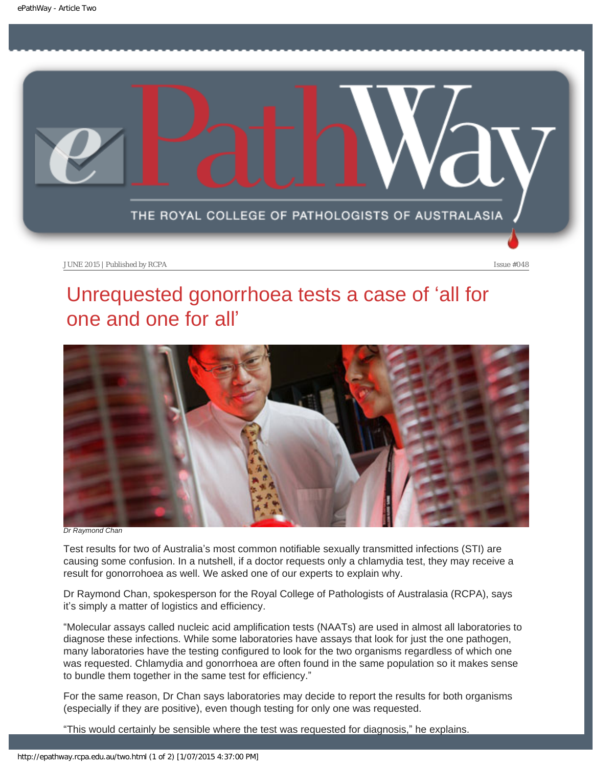JUNE 2015 | Published by RCPA Issue #048

# Unrequested gonorrhoea tests a case of 'all for one and one for all'

*Dr Raymond Chan*

Test results for two of Australia's most common notifiable sexually transmitted infections (STI) are causing some confusion. In a nutshell, if a doctor requests only a chlamydia test, they may receive a result for gonorrohoea as well. We asked one of our experts to explain why.

Dr Raymond Chan, spokesperson for the Royal College of Pathologists of Australasia (RCPA), says it's simply a matter of logistics and efficiency.

"Molecular assays called nucleic acid amplification tests (NAATs) are used in almost all laboratories to diagnose these infections. While some laboratories have assays that look for just the one pathogen, many laboratories have the testing configured to look for the two organisms regardless of which one was requested. Chlamydia and gonorrhoea are often found in the same population so it makes sense to bundle them together in the same test for efficiency."

For the same reason, Dr Chan says laboratories may decide to report the results for both organisms (especially if they are positive), even though testing for only one was requested.

"This would certainly be sensible where the test was requested for diagnosis," he explains.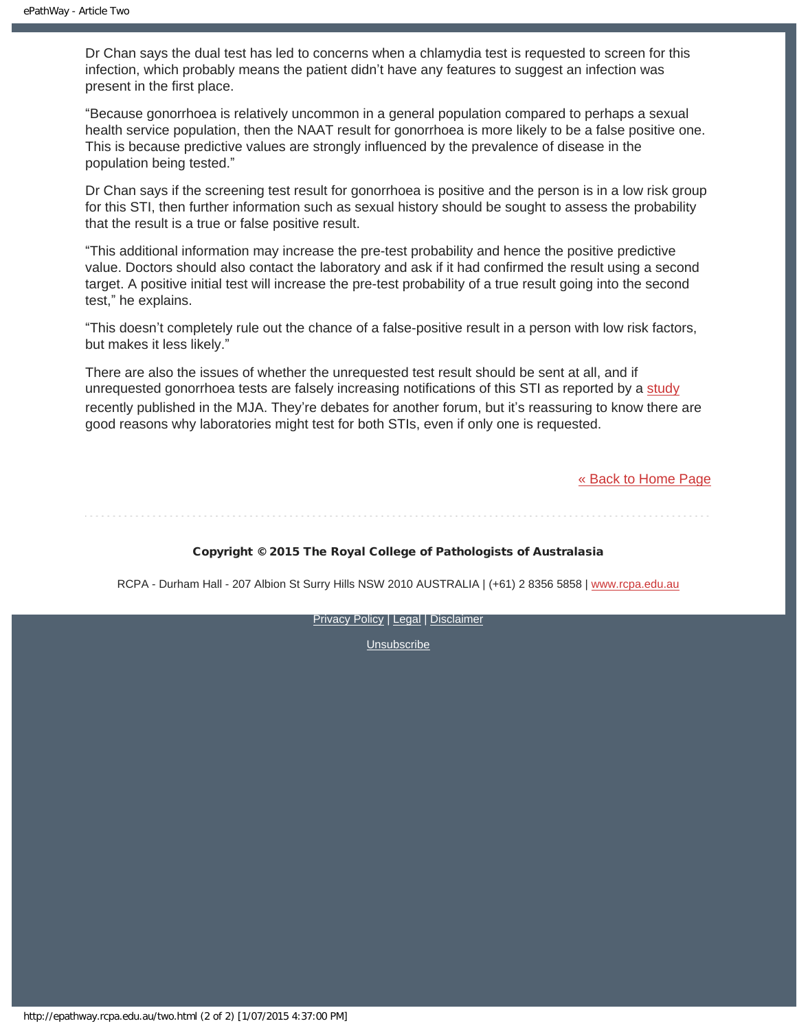Dr Chan says the dual test has led to concerns when a chlamydia test is requested to screen for this infection, which probably means the patient didn't have any features to suggest an infection was present in the first place.

"Because gonorrhoea is relatively uncommon in a general population compared to perhaps a sexual health service population, then the NAAT result for gonorrhoea is more likely to be a false positive one. This is because predictive values are strongly influenced by the prevalence of disease in the population being tested."

Dr Chan says if the screening test result for gonorrhoea is positive and the person is in a low risk group for this STI, then further information such as sexual history should be sought to assess the probability that the result is a true or false positive result.

"This additional information may increase the pre-test probability and hence the positive predictive value. Doctors should also contact the laboratory and ask if it had confirmed the result using a second target. A positive initial test will increase the pre-test probability of a true result going into the second test," he explains.

"This doesn't completely rule out the chance of a false-positive result in a person with low risk factors, but makes it less likely."

There are also the issues of whether the unrequested test result should be sent at all, and if unrequested gonorrhoea tests are falsely increasing notifications of this STI as reported by a study recently published in the MJA. They're debates for another forum, but it's reassuring to know there are good reasons why laboratories might test for both STIs, even if only one is requested.

« Back to Home Page

**Copyright © 2015 The Royal College of Pathologists of Australasia**

RCPA - Durham Hall - 207 Albion St Surry Hills NSW 2010 AUSTRALIA | (+61) 2 8356 5858 | www.rcpa.edu.au

Privacy Policy | Legal | Disclaimer

Unsubscribe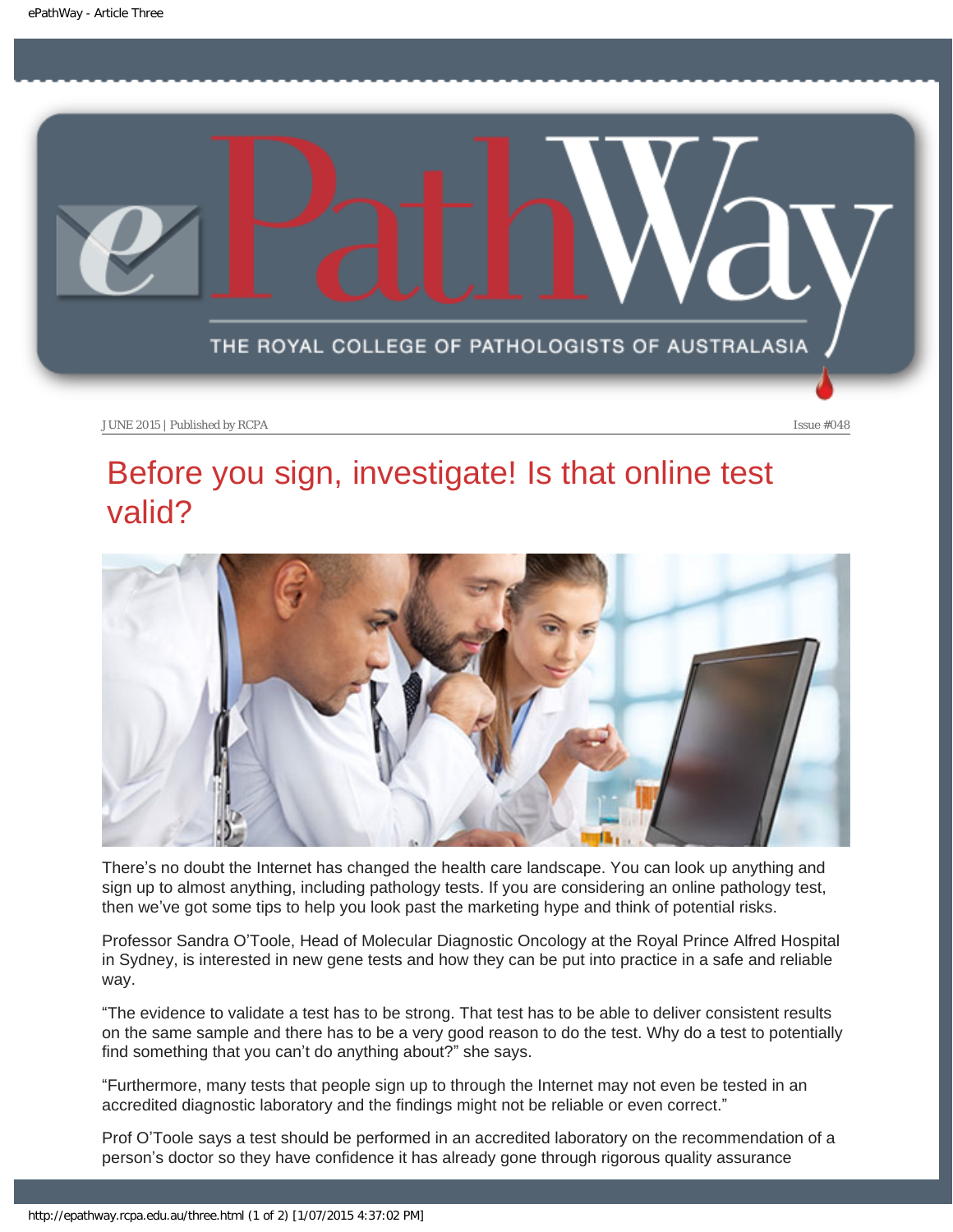JUNE 2015 | Published by RCPA Issue #048

# Before you sign, investigate! Is that online test valid?

There's no doubt the Internet has changed the health care landscape. You can look up anything and sign up to almost anything, including pathology tests. If you are considering an online pathology test, then we've got some tips to help you look past the marketing hype and think of potential risks.

Professor Sandra O'Toole, Head of Molecular Diagnostic Oncology at the Royal Prince Alfred Hospital in Sydney, is interested in new gene tests and how they can be put into practice in a safe and reliable way.

"The evidence to validate a test has to be strong. That test has to be able to deliver consistent results on the same sample and there has to be a very good reason to do the test. Why do a test to potentially find something that you can't do anything about?" she says.

"Furthermore, many tests that people sign up to through the Internet may not even be tested in an accredited diagnostic laboratory and the findings might not be reliable or even correct."

Prof O'Toole says a test should be performed in an accredited laboratory on the recommendation of a person's doctor so they have confidence it has already gone through rigorous quality assurance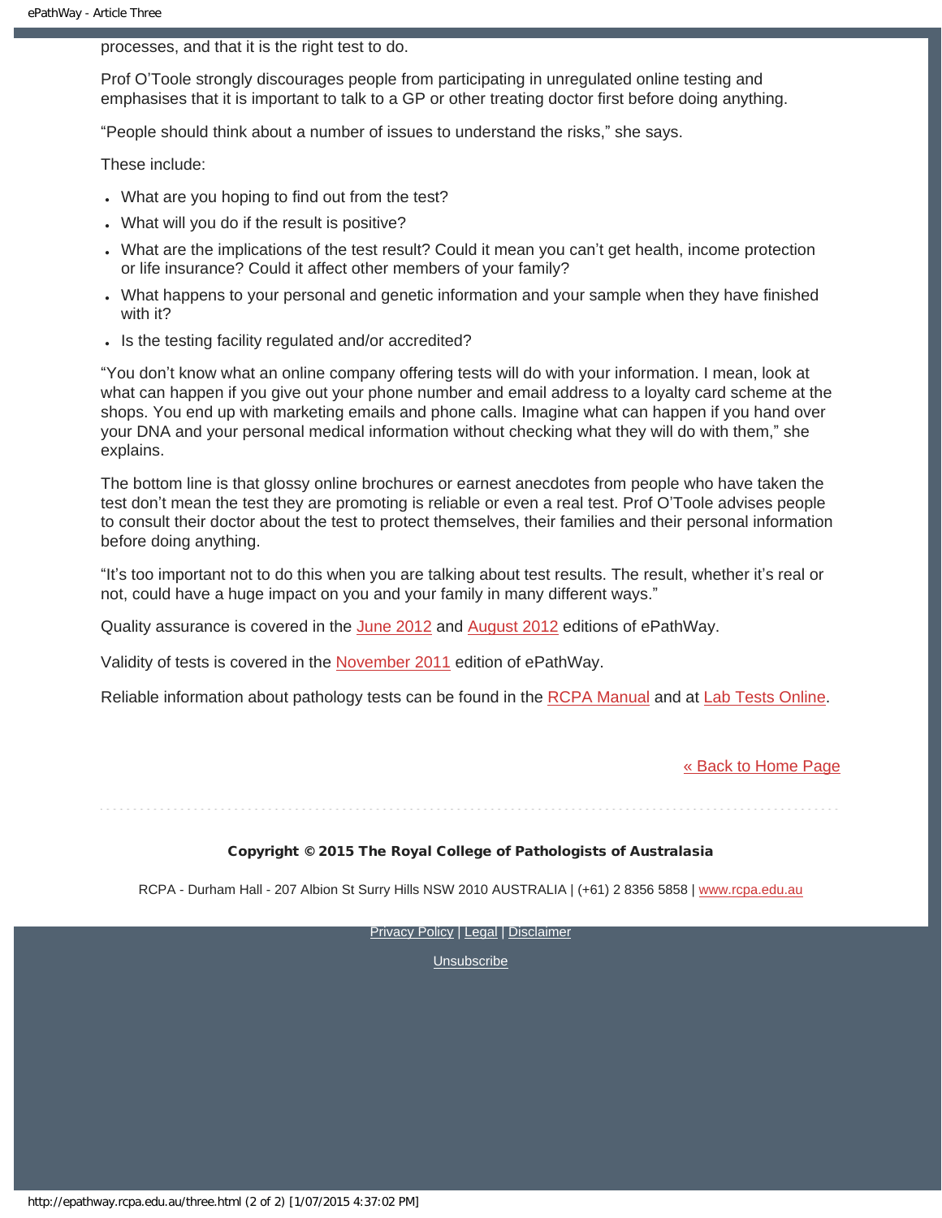processes, and that it is the right test to do.

Prof O'Toole strongly discourages people from participating in unregulated online testing and emphasises that it is important to talk to a GP or other treating doctor first before doing anything.

"People should think about a number of issues to understand the risks," she says.

These include:

- What are you hoping to find out from the test?
- What will you do if the result is positive?
- What are the implications of the test result? Could it mean you can't get health, income protection or life insurance? Could it affect other members of your family?
- What happens to your personal and genetic information and your sample when they have finished with it?
- Is the testing facility regulated and/or accredited?

"You don't know what an online company offering tests will do with your information. I mean, look at what can happen if you give out your phone number and email address to a loyalty card scheme at the shops. You end up with marketing emails and phone calls. Imagine what can happen if you hand over your DNA and your personal medical information without checking what they will do with them," she explains.

The bottom line is that glossy online brochures or earnest anecdotes from people who have taken the test don't mean the test they are promoting is reliable or even a real test. Prof O'Toole advises people to consult their doctor about the test to protect themselves, their families and their personal information before doing anything.

"It's too important not to do this when you are talking about test results. The result, whether it's real or not, could have a huge impact on you and your family in many different ways."

Quality assurance is covered in the June 2012 and August 2012 editions of ePathWay.

Validity of tests is covered in the November 2011 edition of ePathWay.

Reliable information about pathology tests can be found in the RCPA Manual and at Lab Tests Online.

« Back to Home Page

**Copyright © 2015 The Royal College of Pathologists of Australasia**

RCPA - Durham Hall - 207 Albion St Surry Hills NSW 2010 AUSTRALIA | (+61) 2 8356 5858 | www.rcpa.edu.au

Privacy Policy | Legal | Disclaimer

Unsubscribe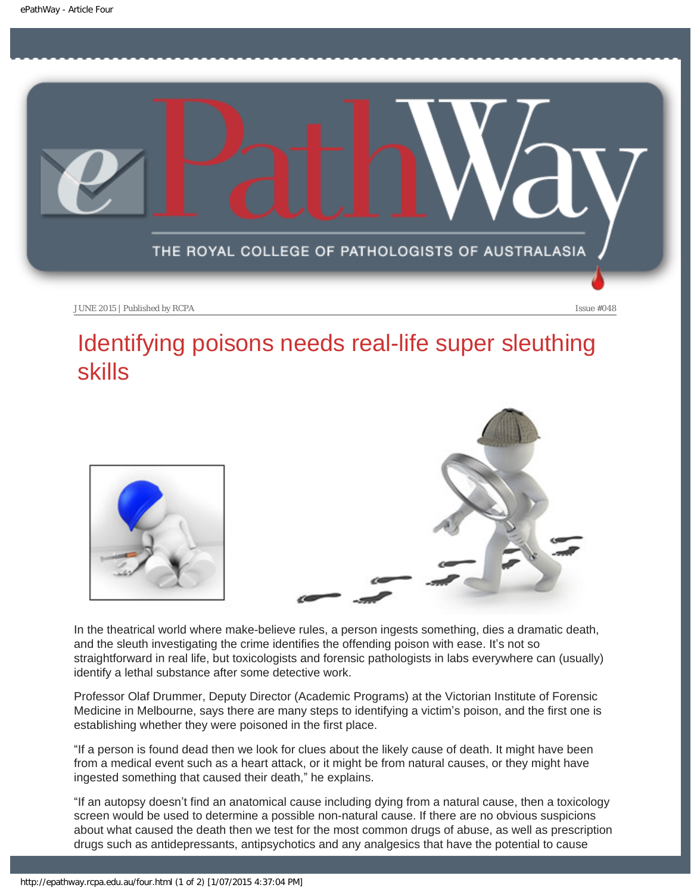JUNE 2015 | Published by RCPA Issue #048

# Identifying poisons needs real-life super sleuthing skills

In the theatrical world where make-believe rules, a person ingests something, dies a dramatic death, and the sleuth investigating the crime identifies the offending poison with ease. It's not so straightforward in real life, but toxicologists and forensic pathologists in labs everywhere can (usually) identify a lethal substance after some detective work.

Professor Olaf Drummer, Deputy Director (Academic Programs) at the Victorian Institute of Forensic Medicine in Melbourne, says there are many steps to identifying a victim's poison, and the first one is establishing whether they were poisoned in the first place.

"If a person is found dead then we look for clues about the likely cause of death. It might have been from a medical event such as a heart attack, or it might be from natural causes, or they might have ingested something that caused their death," he explains.

"If an autopsy doesn't find an anatomical cause including dying from a natural cause, then a toxicology screen would be used to determine a possible non-natural cause. If there are no obvious suspicions about what caused the death then we test for the most common drugs of abuse, as well as prescription drugs such as antidepressants, antipsychotics and any analgesics that have the potential to cause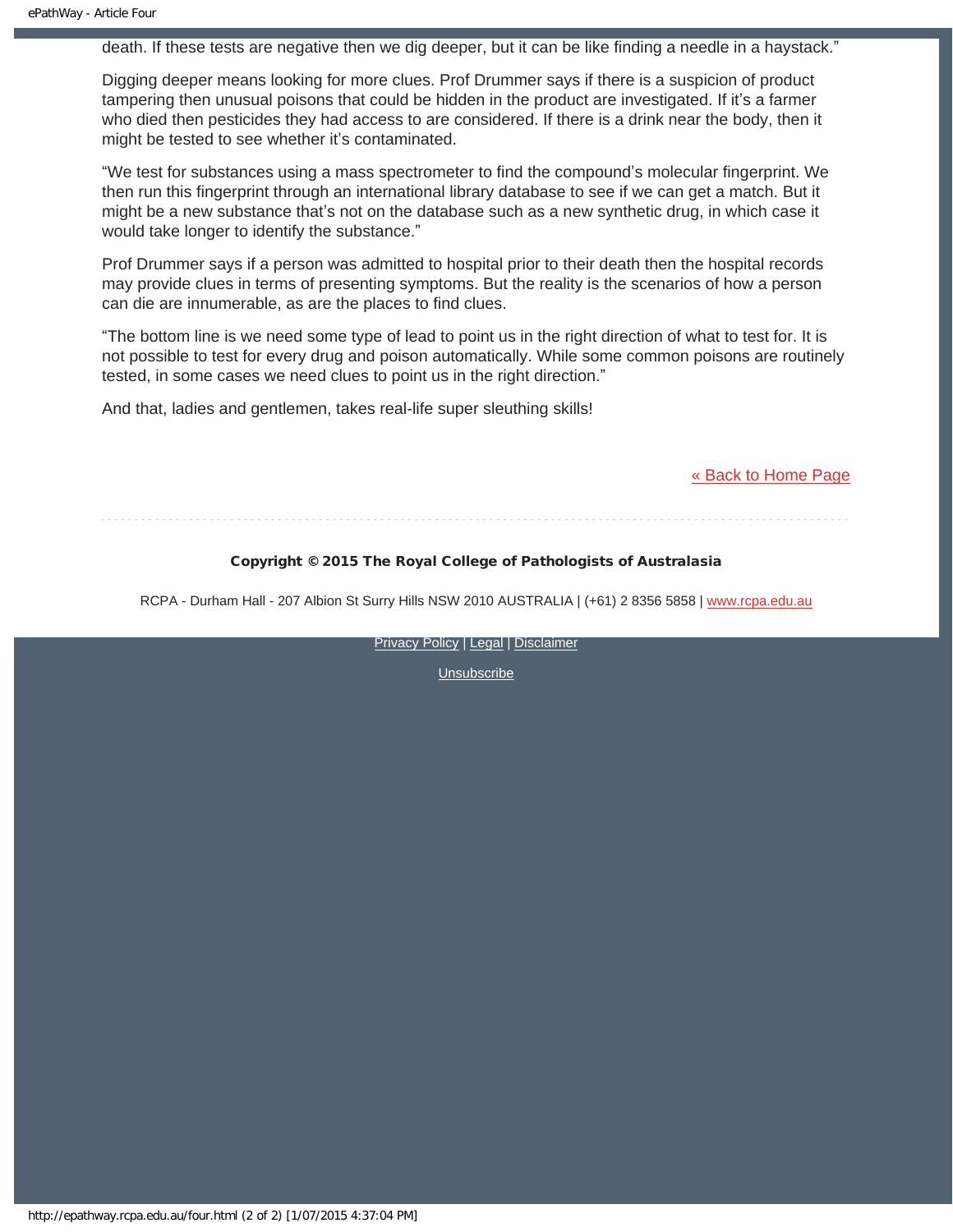death. If these tests are negative then we dig deeper, but it can be like finding a needle in a haystack."

Digging deeper means looking for more clues. Prof Drummer says if there is a suspicion of product tampering then unusual poisons that could be hidden in the product are investigated. If it's a farmer who died then pesticides they had access to are considered. If there is a drink near the body, then it might be tested to see whether it's contaminated.

"We test for substances using a mass spectrometer to find the compound's molecular fingerprint. We then run this fingerprint through an international library database to see if we can get a match. But it might be a new substance that's not on the database such as a new synthetic drug, in which case it would take longer to identify the substance."

Prof Drummer says if a person was admitted to hospital prior to their death then the hospital records may provide clues in terms of presenting symptoms. But the reality is the scenarios of how a person can die are innumerable, as are the places to find clues.

"The bottom line is we need some type of lead to point us in the right direction of what to test for. It is not possible to test for every drug and poison automatically. While some common poisons are routinely tested, in some cases we need clues to point us in the right direction."

And that, ladies and gentlemen, takes real-life super sleuthing skills!

[« Back to Home Page](http://epathway.rcpa.edu.au)

---

**Copyright © 2015 The Royal College of Pathologists of Australasia**

RCPA - Durham Hall - 207 Albion St Surry Hills NSW 2010 AUSTRALIA | (+61) 2 8356 5858 | www.rcpa.edu.au

Privacy Policy | Legal | Disclaimer

Unsubscribe